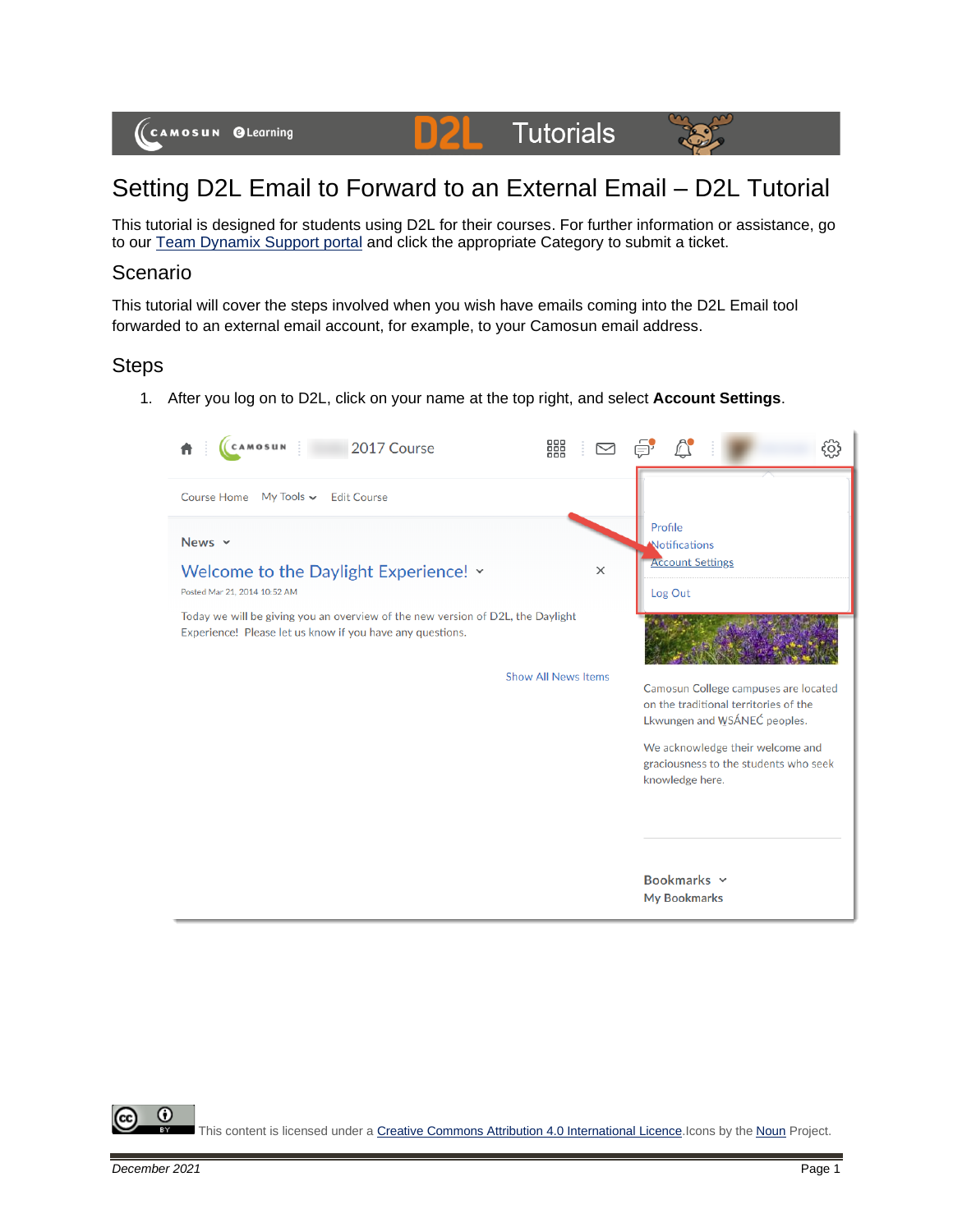# Setting D2L Email to Forward to an External Email – D2L Tutorial

This tutorial is designed for students using D2L for their courses. For further information or assistance, go to our Team Dynamix Support portal and click the appropriate Category to submit a ticket.

## Scenario

This tutorial will cover the steps involved when you wish have emails coming into the D2L Email tool forwarded to an external email account, for example, to your Camosun email address.

## Steps

1. After you log on to D2L, click on your name at the top right, and select **Account Settings**.

This content is licensed under a Creative Commons Attribution 4.0 International Licence.Icons by the Noun Project.

*December 2021*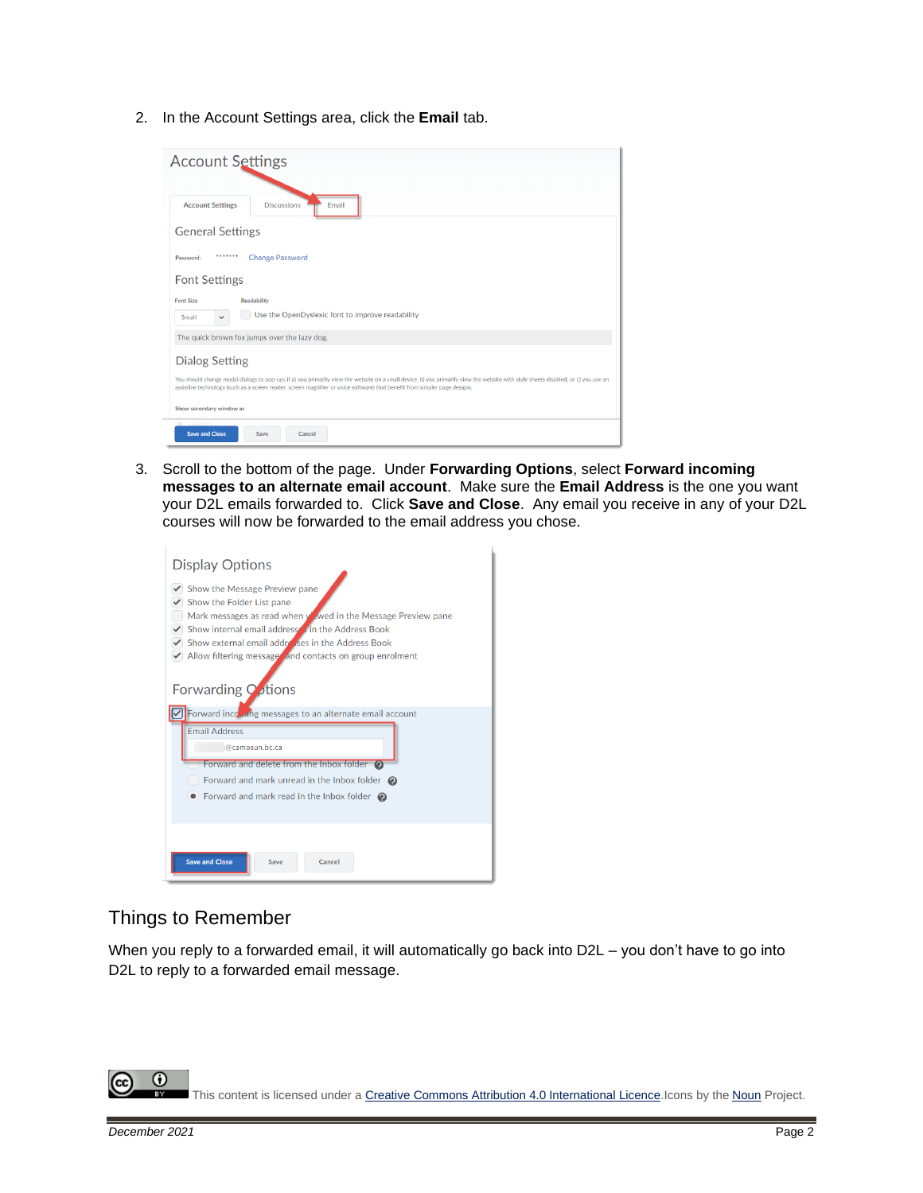2. In the Account Settings area, click the **Email** tab.

3. Scroll to the bottom of the page. Under **Forwarding Options**, select **Forward incoming messages to an alternate email account**. Make sure the **Email Address** is the one you want your D2L emails forwarded to. Click **Save and Close**. Any email you receive in any of your D2L courses will now be forwarded to the email address you chose.

## Things to Remember

When you reply to a forwarded email, it will automatically go back into D2L – you don't have to go into D2L to reply to a forwarded email message.

This content is licensed under a Creative Commons Attribution 4.0 International Licence. Icons by the Noun Project.

*December 2021*